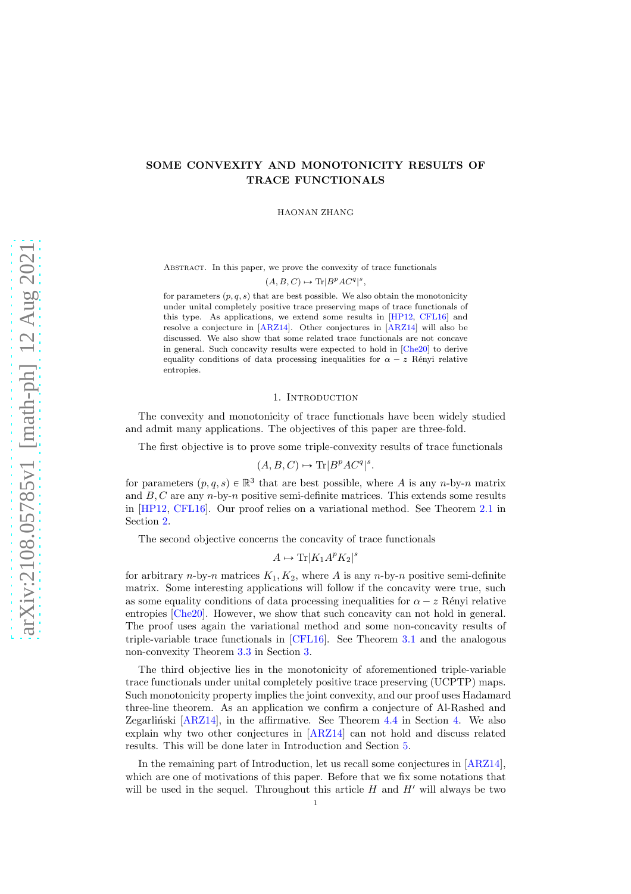# SOME CONVEXITY AND MONOTONICITY RESULTS OF TRACE FUNCTIONALS

HAONAN ZHANG

Abstract. In this paper, we prove the convexity of trace functionals

$$(A, B, C) \mapsto \mathrm{Tr}|B^p A C^q|^s,$$

for parameters $(p, q, s)$ that are best possible. We also obtain the monotonicity under unital completely positive trace preserving maps of trace functionals of this type. As applications, we extend some results in [HP12, CFL16] and resolve a conjecture in [ARZ14]. Other conjectures in [ARZ14] will also be discussed. We also show that some related trace functionals are not concave in general. Such concavity results were expected to hold in [Che20] to derive equality conditions of data processing inequalities for $\alpha - z$ Rényi relative entropies.

## 1. Introduction

The convexity and monotonicity of trace functionals have been widely studied and admit many applications. The objectives of this paper are three-fold.

The first objective is to prove some triple-convexity results of trace functionals

$$(A, B, C) \mapsto \mathrm{Tr}|B^p A C^q|^s.$$

for parameters $(p, q, s) \in \mathbb{R}^3$ that are best possible, where $A$ is any $n$-by-$n$ matrix and $B, C$ are any $n$-by-$n$ positive semi-definite matrices. This extends some results in [HP12, CFL16]. Our proof relies on a variational method. See Theorem 2.1 in Section 2.

The second objective concerns the concavity of trace functionals

$$A \mapsto \mathrm{Tr}|K_1 A^p K_2|^s$$

for arbitrary $n$-by-$n$ matrices $K_1, K_2$, where $A$ is any $n$-by-$n$ positive semi-definite matrix. Some interesting applications will follow if the concavity were true, such as some equality conditions of data processing inequalities for $\alpha - z$ Rényi relative entropies [Che20]. However, we show that such concavity can not hold in general. The proof uses again the variational method and some non-concavity results of triple-variable trace functionals in [CFL16]. See Theorem 3.1 and the analogous non-convexity Theorem 3.3 in Section 3.

The third objective lies in the monotonicity of aforementioned triple-variable trace functionals under unital completely positive trace preserving (UCPTP) maps. Such monotonicity property implies the joint convexity, and our proof uses Hadamard three-line theorem. As an application we confirm a conjecture of Al-Rashed and Zegarliński [ARZ14], in the affirmative. See Theorem 4.4 in Section 4. We also explain why two other conjectures in [ARZ14] can not hold and discuss related results. This will be done later in Introduction and Section 5.

In the remaining part of Introduction, let us recall some conjectures in [ARZ14], which are one of motivations of this paper. Before that we fix some notations that will be used in the sequel. Throughout this article $H$ and $H'$ will always be two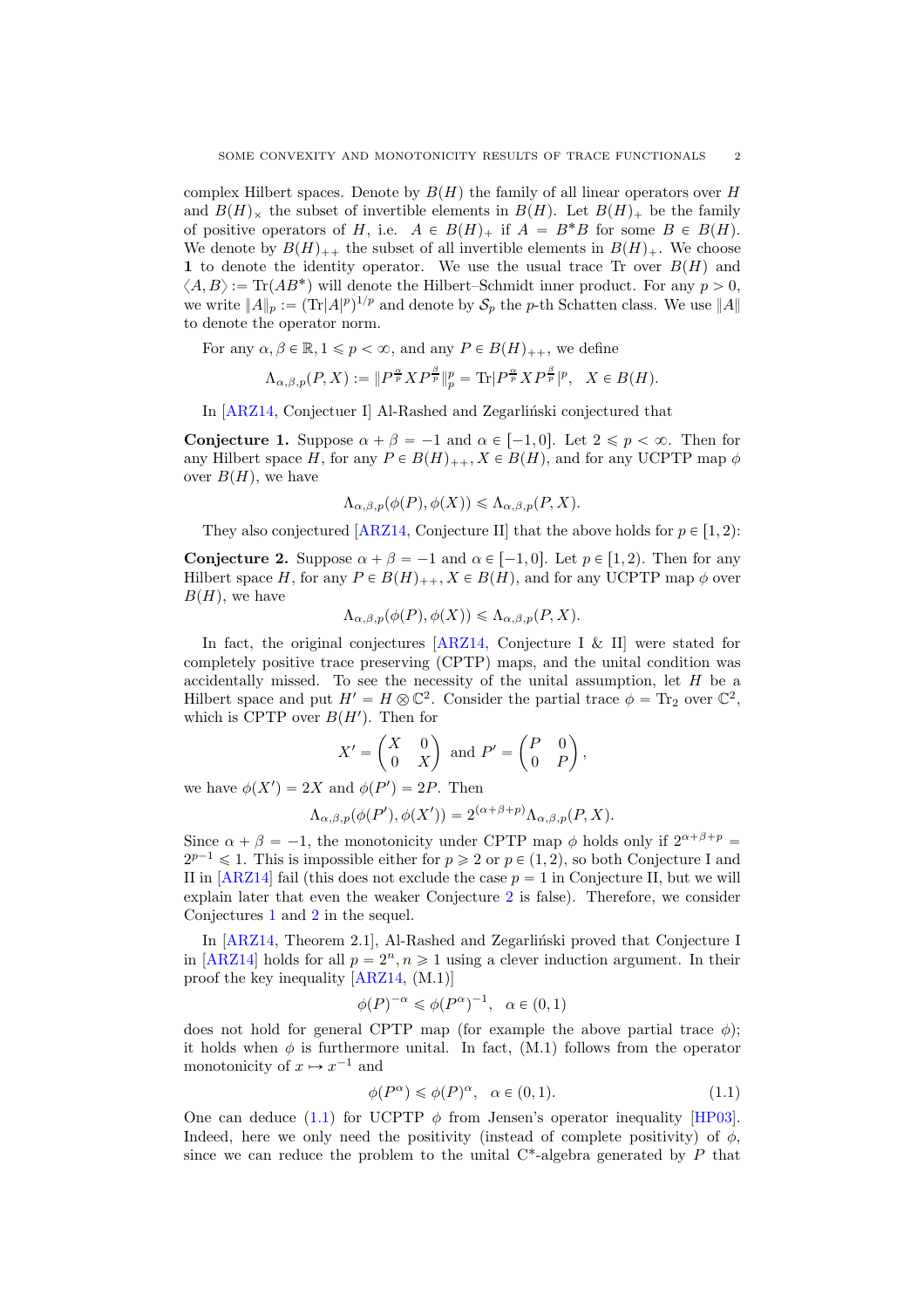complex Hilbert spaces. Denote by $B(H)$ the family of all linear operators over $H$ and $B(H)_\times$ the subset of invertible elements in $B(H)$. Let $B(H)_+$ be the family of positive operators of $H$, i.e. $A \in B(H)_+$ if $A = B^*B$ for some $B \in B(H)$. We denote by $B(H)_{++}$ the subset of all invertible elements in $B(H)_+$. We choose $\mathbf{1}$ to denote the identity operator. We use the usual trace Tr over $B(H)$ and $\langle A, B\rangle := \mathrm{Tr}(AB^*)$ will denote the Hilbert–Schmidt inner product. For any $p > 0$, we write $\|A\|_p := (\mathrm{Tr}|A|^p)^{1/p}$ and denote by $\mathcal{S}_p$ the $p$-th Schatten class. We use $\|A\|$ to denote the operator norm.

For any $\alpha, \beta \in \mathbb{R}, 1 \leqslant p < \infty$, and any $P \in B(H)_{++}$, we define

$$\Lambda_{\alpha,\beta,p}(P, X) := \|P^{\frac{\alpha}{p}} X P^{\frac{\beta}{p}}\|_p^p = \mathrm{Tr}|P^{\frac{\alpha}{p}} X P^{\frac{\beta}{p}}|^p, \quad X \in B(H).$$

In [ARZ14, Conjectuer I] Al-Rashed and Zegarliński conjectured that

**Conjecture 1.** Suppose $\alpha + \beta = -1$ and $\alpha \in [-1, 0]$. Let $2 \leqslant p < \infty$. Then for any Hilbert space $H$, for any $P \in B(H)_{++}, X \in B(H)$, and for any UCPTP map $\phi$ over $B(H)$, we have

$$\Lambda_{\alpha,\beta,p}(\phi(P), \phi(X)) \leqslant \Lambda_{\alpha,\beta,p}(P, X).$$

They also conjectured [ARZ14, Conjecture II] that the above holds for $p \in [1, 2)$:

**Conjecture 2.** Suppose $\alpha + \beta = -1$ and $\alpha \in [-1, 0]$. Let $p \in [1, 2)$. Then for any Hilbert space $H$, for any $P \in B(H)_{++}, X \in B(H)$, and for any UCPTP map $\phi$ over $B(H)$, we have

$$\Lambda_{\alpha,\beta,p}(\phi(P), \phi(X)) \leqslant \Lambda_{\alpha,\beta,p}(P, X).$$

In fact, the original conjectures [ARZ14, Conjecture I & II] were stated for completely positive trace preserving (CPTP) maps, and the unital condition was accidentally missed. To see the necessity of the unital assumption, let $H$ be a Hilbert space and put $H' = H \otimes \mathbb{C}^2$. Consider the partial trace $\phi = \mathrm{Tr}_2$ over $\mathbb{C}^2$, which is CPTP over $B(H')$. Then for

$$X' = \begin{pmatrix} X & 0 \\ 0 & X \end{pmatrix} \text{ and } P' = \begin{pmatrix} P & 0 \\ 0 & P \end{pmatrix},$$

we have $\phi(X') = 2X$ and $\phi(P') = 2P$. Then

$$\Lambda_{\alpha,\beta,p}(\phi(P'), \phi(X')) = 2^{(\alpha+\beta+p)}\Lambda_{\alpha,\beta,p}(P, X).$$

Since $\alpha + \beta = -1$, the monotonicity under CPTP map $\phi$ holds only if $2^{\alpha+\beta+p} = 2^{p-1} \leqslant 1$. This is impossible either for $p \geqslant 2$ or $p \in (1, 2)$, so both Conjecture I and II in [ARZ14] fail (this does not exclude the case $p = 1$ in Conjecture II, but we will explain later that even the weaker Conjecture 2 is false). Therefore, we consider Conjectures 1 and 2 in the sequel.

In [ARZ14, Theorem 2.1], Al-Rashed and Zegarliński proved that Conjecture I in [ARZ14] holds for all $p = 2^n, n \geqslant 1$ using a clever induction argument. In their proof the key inequality [ARZ14, (M.1)]

$$\phi(P)^{-\alpha} \leqslant \phi(P^\alpha)^{-1}, \quad \alpha \in (0, 1)$$

does not hold for general CPTP map (for example the above partial trace $\phi$); it holds when $\phi$ is furthermore unital. In fact, (M.1) follows from the operator monotonicity of $x \mapsto x^{-1}$ and

$$\phi(P^\alpha) \leqslant \phi(P)^\alpha, \quad \alpha \in (0, 1). \tag{1.1}$$

One can deduce (1.1) for UCPTP $\phi$ from Jensen's operator inequality [HP03]. Indeed, here we only need the positivity (instead of complete positivity) of $\phi$, since we can reduce the problem to the unital C*-algebra generated by $P$ that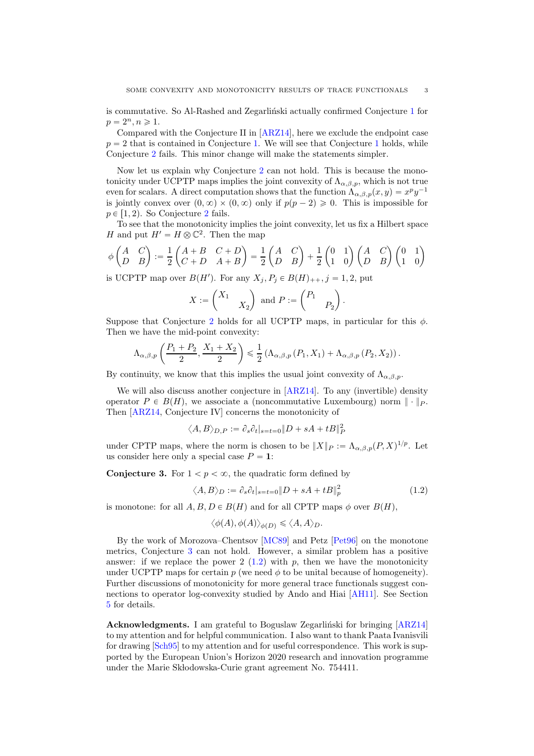is commutative. So Al-Rashed and Zegarliński actually confirmed Conjecture 1 for $p = 2^n, n \geqslant 1$.

Compared with the Conjecture II in [ARZ14], here we exclude the endpoint case $p = 2$ that is contained in Conjecture 1. We will see that Conjecture 1 holds, while Conjecture 2 fails. This minor change will make the statements simpler.

Now let us explain why Conjecture 2 can not hold. This is because the monotonicity under UCPTP maps implies the joint convexity of $\Lambda_{\alpha,\beta,p}$, which is not true even for scalars. A direct computation shows that the function $\Lambda_{\alpha,\beta,p}(x,y) = x^p y^{-1}$ is jointly convex over $(0,\infty) \times (0,\infty)$ only if $p(p-2) \geqslant 0$. This is impossible for $p \in [1,2)$. So Conjecture 2 fails.

To see that the monotonicity implies the joint convexity, let us fix a Hilbert space $H$ and put $H' = H \otimes \mathbb{C}^2$. Then the map

$$\phi \begin{pmatrix} A & C \\ D & B \end{pmatrix} := \frac{1}{2}\begin{pmatrix} A+B & C+D \\ C+D & A+B \end{pmatrix} = \frac{1}{2}\begin{pmatrix} A & C \\ D & B \end{pmatrix} + \frac{1}{2}\begin{pmatrix} 0 & 1 \\ 1 & 0 \end{pmatrix}\begin{pmatrix} A & C \\ D & B \end{pmatrix}\begin{pmatrix} 0 & 1 \\ 1 & 0 \end{pmatrix}$$

is UCPTP map over $B(H')$. For any $X_j, P_j \in B(H)_{++}, j = 1, 2$, put

$$X := \begin{pmatrix} X_1 & \\ & X_2 \end{pmatrix} \text{ and } P := \begin{pmatrix} P_1 & \\ & P_2 \end{pmatrix}.$$

Suppose that Conjecture 2 holds for all UCPTP maps, in particular for this $\phi$. Then we have the mid-point convexity:

$$\Lambda_{\alpha,\beta,p}\left(\frac{P_1+P_2}{2}, \frac{X_1+X_2}{2}\right) \leqslant \frac{1}{2}\left(\Lambda_{\alpha,\beta,p}(P_1, X_1) + \Lambda_{\alpha,\beta,p}(P_2, X_2)\right).$$

By continuity, we know that this implies the usual joint convexity of $\Lambda_{\alpha,\beta,p}$.

We will also discuss another conjecture in [ARZ14]. To any (invertible) density operator $P \in B(H)$, we associate a (noncommutative Luxembourg) norm $\|\cdot\|_P$. Then [ARZ14, Conjecture IV] concerns the monotonicity of

$$\langle A, B\rangle_{D,P} := \partial_s \partial_t|_{s=t=0} \|D + sA + tB\|_P^2$$

under CPTP maps, where the norm is chosen to be $\|X\|_P := \Lambda_{\alpha,\beta,p}(P,X)^{1/p}$. Let us consider here only a special case $P = \mathbf{1}$:

**Conjecture 3.** For $1 < p < \infty$, the quadratic form defined by

$$\langle A, B\rangle_D := \partial_s \partial_t|_{s=t=0} \|D + sA + tB\|_p^2 \tag{1.2}$$

is monotone: for all $A, B, D \in B(H)$ and for all CPTP maps $\phi$ over $B(H)$,

$$\langle \phi(A), \phi(A)\rangle_{\phi(D)} \leqslant \langle A, A\rangle_D.$$

By the work of Morozova–Chentsov [MC89] and Petz [Pet96] on the monotone metrics, Conjecture 3 can not hold. However, a similar problem has a positive answer: if we replace the power 2 (1.2) with $p$, then we have the monotonicity under UCPTP maps for certain $p$ (we need $\phi$ to be unital because of homogeneity). Further discussions of monotonicity for more general trace functionals suggest connections to operator log-convexity studied by Ando and Hiai [AH11]. See Section 5 for details.

**Acknowledgments.** I am grateful to Boguslaw Zegarliński for bringing [ARZ14] to my attention and for helpful communication. I also want to thank Paata Ivanisvili for drawing [Sch95] to my attention and for useful correspondence. This work is supported by the European Union's Horizon 2020 research and innovation programme under the Marie Skłodowska-Curie grant agreement No. 754411.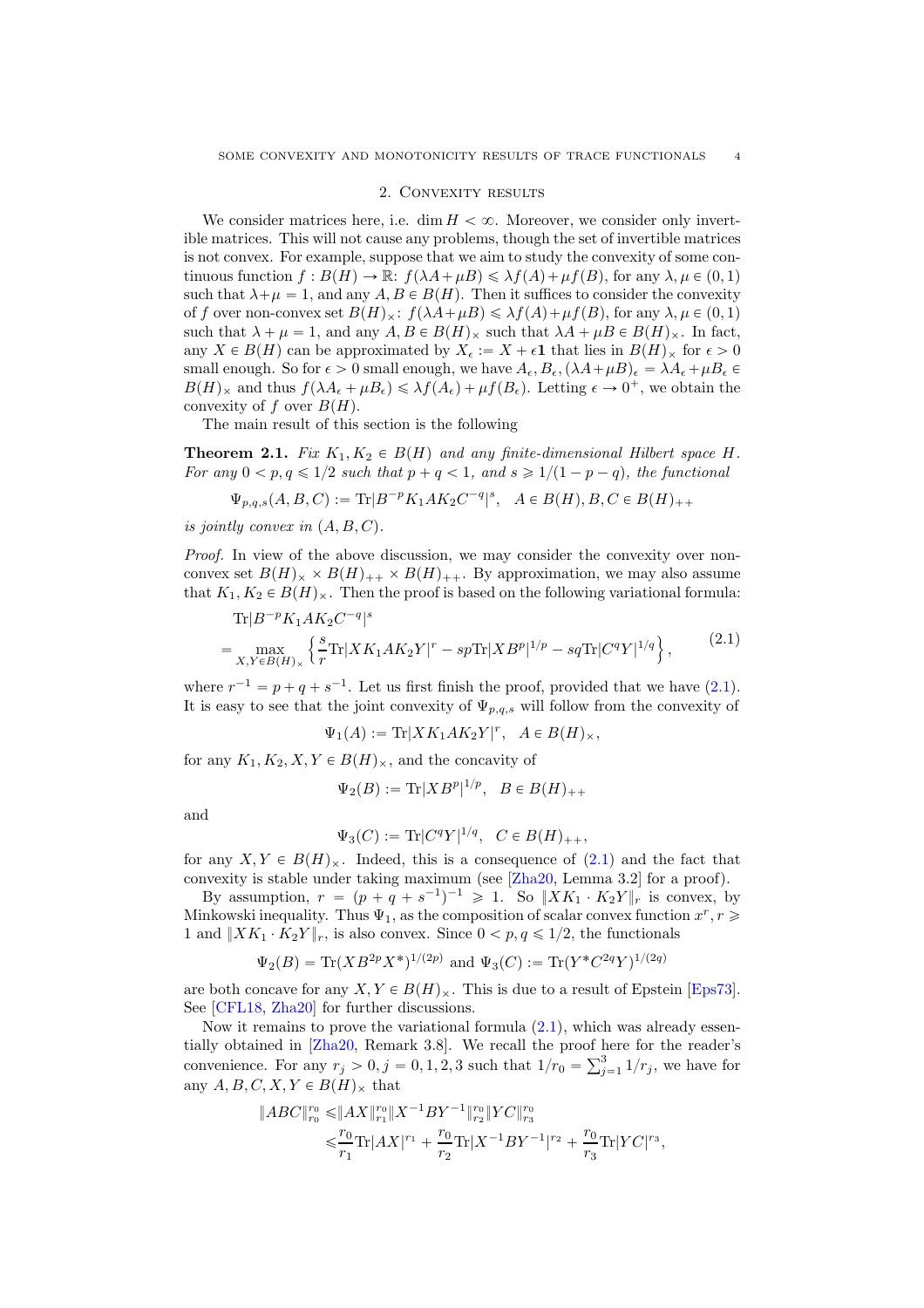## 2. Convexity results

We consider matrices here, i.e. $\dim H < \infty$. Moreover, we consider only invertible matrices. This will not cause any problems, though the set of invertible matrices is not convex. For example, suppose that we aim to study the convexity of some continuous function $f : B(H) \to \mathbb{R}$: $f(\lambda A + \mu B) \leqslant \lambda f(A) + \mu f(B)$, for any $\lambda, \mu \in (0,1)$ such that $\lambda + \mu = 1$, and any $A, B \in B(H)$. Then it suffices to consider the convexity of $f$ over non-convex set $B(H)_\times$: $f(\lambda A + \mu B) \leqslant \lambda f(A) + \mu f(B)$, for any $\lambda, \mu \in (0,1)$ such that $\lambda + \mu = 1$, and any $A, B \in B(H)_\times$ such that $\lambda A + \mu B \in B(H)_\times$. In fact, any $X \in B(H)$ can be approximated by $X_\epsilon := X + \epsilon \mathbf{1}$ that lies in $B(H)_\times$ for $\epsilon > 0$ small enough. So for $\epsilon > 0$ small enough, we have $A_\epsilon, B_\epsilon, (\lambda A + \mu B)_\epsilon = \lambda A_\epsilon + \mu B_\epsilon \in B(H)_\times$ and thus $f(\lambda A_\epsilon + \mu B_\epsilon) \leqslant \lambda f(A_\epsilon) + \mu f(B_\epsilon)$. Letting $\epsilon \to 0^+$, we obtain the convexity of $f$ over $B(H)$.

The main result of this section is the following

**Theorem 2.1.** *Fix $K_1, K_2 \in B(H)$ and any finite-dimensional Hilbert space $H$. For any $0 < p, q \leqslant 1/2$ such that $p + q < 1$, and $s \geqslant 1/(1-p-q)$, the functional*

$$\Psi_{p,q,s}(A,B,C) := \mathrm{Tr}|B^{-p} K_1 A K_2 C^{-q}|^s, \quad A \in B(H), B, C \in B(H)_{++}$$

*is jointly convex in $(A, B, C)$.*

*Proof.* In view of the above discussion, we may consider the convexity over non-convex set $B(H)_\times \times B(H)_{++} \times B(H)_{++}$. By approximation, we may also assume that $K_1, K_2 \in B(H)_\times$. Then the proof is based on the following variational formula:

$$\begin{aligned} &\mathrm{Tr}|B^{-p} K_1 A K_2 C^{-q}|^s \\ &= \max_{X,Y \in B(H)_\times} \left\{ \frac{s}{r} \mathrm{Tr}|X K_1 A K_2 Y|^r - sp \mathrm{Tr}|X B^p|^{1/p} - sq \mathrm{Tr}|C^q Y|^{1/q} \right\}, \end{aligned} \tag{2.1}$$

where $r^{-1} = p + q + s^{-1}$. Let us first finish the proof, provided that we have (2.1). It is easy to see that the joint convexity of $\Psi_{p,q,s}$ will follow from the convexity of

$$\Psi_1(A) := \mathrm{Tr}|X K_1 A K_2 Y|^r, \quad A \in B(H)_\times,$$

for any $K_1, K_2, X, Y \in B(H)_\times$, and the concavity of

$$\Psi_2(B) := \mathrm{Tr}|X B^p|^{1/p}, \quad B \in B(H)_{++}$$

and

$$\Psi_3(C) := \mathrm{Tr}|C^q Y|^{1/q}, \quad C \in B(H)_{++},$$

for any $X, Y \in B(H)_\times$. Indeed, this is a consequence of (2.1) and the fact that convexity is stable under taking maximum (see [Zha20, Lemma 3.2] for a proof).

By assumption, $r = (p + q + s^{-1})^{-1} \geqslant 1$. So $\|X K_1 \cdot K_2 Y\|_r$ is convex, by Minkowski inequality. Thus $\Psi_1$, as the composition of scalar convex function $x^r, r \geqslant 1$ and $\|X K_1 \cdot K_2 Y\|_r$, is also convex. Since $0 < p, q \leqslant 1/2$, the functionals

$$\Psi_2(B) = \mathrm{Tr}(X B^{2p} X^*)^{1/(2p)} \text{ and } \Psi_3(C) := \mathrm{Tr}(Y^* C^{2q} Y)^{1/(2q)}$$

are both concave for any $X, Y \in B(H)_\times$. This is due to a result of Epstein [Eps73]. See [CFL18, Zha20] for further discussions.

Now it remains to prove the variational formula (2.1), which was already essentially obtained in [Zha20, Remark 3.8]. We recall the proof here for the reader's convenience. For any $r_j > 0, j = 0,1,2,3$ such that $1/r_0 = \sum_{j=1}^3 1/r_j$, we have for any $A, B, C, X, Y \in B(H)_\times$ that

$$\begin{aligned} \|ABC\|_{r_0}^{r_0} &\leqslant \|AX\|_{r_1}^{r_0} \|X^{-1} B Y^{-1}\|_{r_2}^{r_0} \|YC\|_{r_3}^{r_0} \\ &\leqslant \frac{r_0}{r_1} \mathrm{Tr}|AX|^{r_1} + \frac{r_0}{r_2} \mathrm{Tr}|X^{-1} B Y^{-1}|^{r_2} + \frac{r_0}{r_3} \mathrm{Tr}|YC|^{r_3}, \end{aligned}$$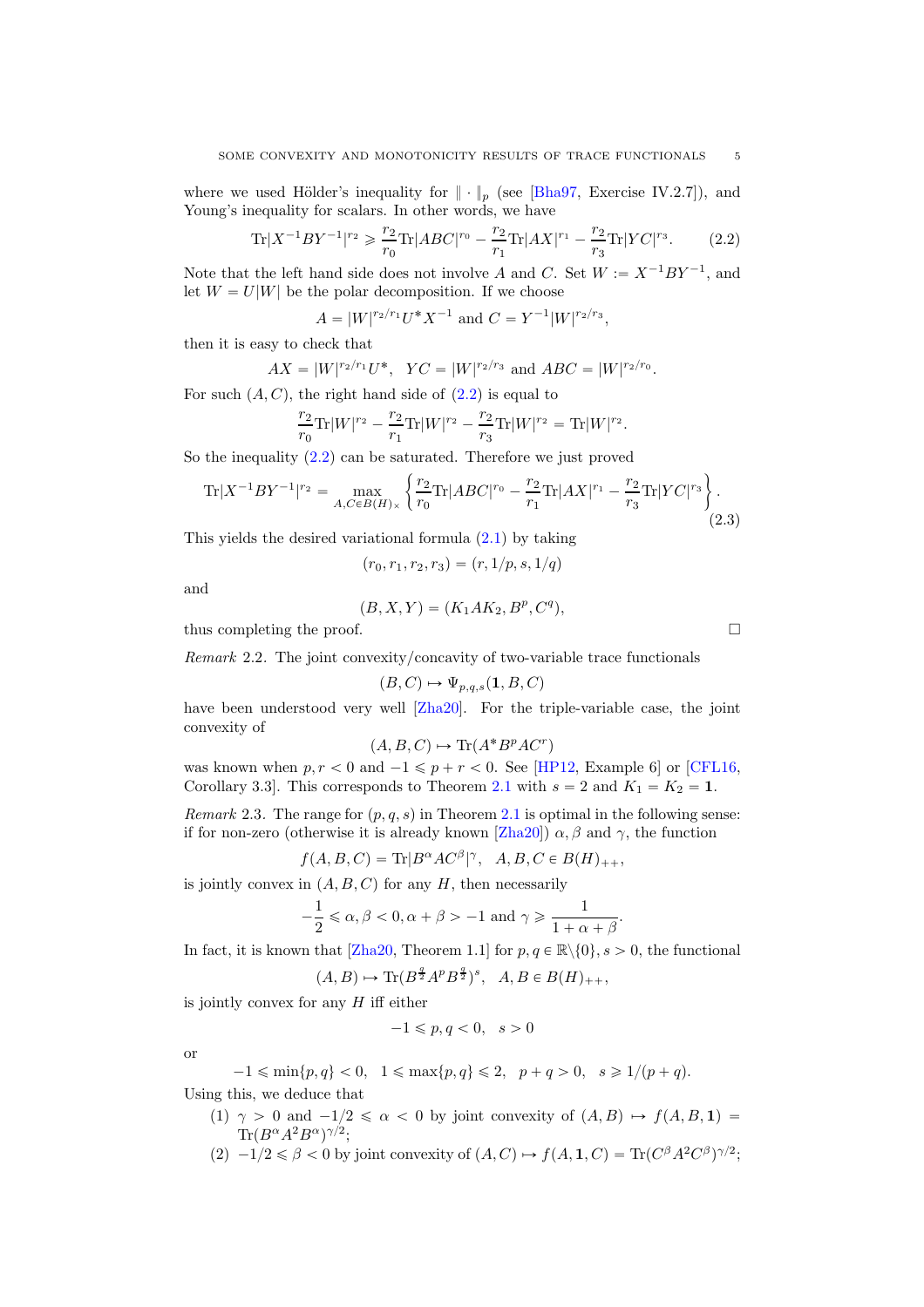where we used Hölder's inequality for $\|\cdot\|_p$ (see [Bha97, Exercise IV.2.7]), and Young's inequality for scalars. In other words, we have

$$\mathrm{Tr}|X^{-1}BY^{-1}|^{r_2} \geqslant \frac{r_2}{r_0}\mathrm{Tr}|ABC|^{r_0} - \frac{r_2}{r_1}\mathrm{Tr}|AX|^{r_1} - \frac{r_2}{r_3}\mathrm{Tr}|YC|^{r_3}. \tag{2.2}$$

Note that the left hand side does not involve $A$ and $C$. Set $W := X^{-1}BY^{-1}$, and let $W = U|W|$ be the polar decomposition. If we choose

$$A = |W|^{r_2/r_1}U^*X^{-1} \text{ and } C = Y^{-1}|W|^{r_2/r_3},$$

then it is easy to check that

$$AX = |W|^{r_2/r_1}U^*, \quad YC = |W|^{r_2/r_3} \text{ and } ABC = |W|^{r_2/r_0}.$$

For such $(A, C)$, the right hand side of (2.2) is equal to

$$\frac{r_2}{r_0}\mathrm{Tr}|W|^{r_2} - \frac{r_2}{r_1}\mathrm{Tr}|W|^{r_2} - \frac{r_2}{r_3}\mathrm{Tr}|W|^{r_2} = \mathrm{Tr}|W|^{r_2}.$$

So the inequality (2.2) can be saturated. Therefore we just proved

$$\mathrm{Tr}|X^{-1}BY^{-1}|^{r_2} = \max_{A,C\in B(H)_\times}\left\{\frac{r_2}{r_0}\mathrm{Tr}|ABC|^{r_0} - \frac{r_2}{r_1}\mathrm{Tr}|AX|^{r_1} - \frac{r_2}{r_3}\mathrm{Tr}|YC|^{r_3}\right\}. \tag{2.3}$$

This yields the desired variational formula (2.1) by taking

$$(r_0, r_1, r_2, r_3) = (r, 1/p, s, 1/q)$$

and

$$(B, X, Y) = (K_1AK_2, B^p, C^q),$$

thus completing the proof. $\square$

*Remark* 2.2. The joint convexity/concavity of two-variable trace functionals

$$(B, C) \mapsto \Psi_{p,q,s}(\mathbf{1}, B, C)$$

have been understood very well [Zha20]. For the triple-variable case, the joint convexity of

$$(A, B, C) \mapsto \mathrm{Tr}(A^*B^pAC^r)$$

was known when $p, r < 0$ and $-1 \leqslant p + r < 0$. See [HP12, Example 6] or [CFL16, Corollary 3.3]. This corresponds to Theorem 2.1 with $s = 2$ and $K_1 = K_2 = \mathbf{1}$.

*Remark* 2.3. The range for $(p, q, s)$ in Theorem 2.1 is optimal in the following sense: if for non-zero (otherwise it is already known [Zha20]) $\alpha, \beta$ and $\gamma$, the function

$$f(A, B, C) = \mathrm{Tr}|B^\alpha AC^\beta|^\gamma, \quad A, B, C \in B(H)_{++},$$

is jointly convex in $(A, B, C)$ for any $H$, then necessarily

$$-\frac{1}{2} \leqslant \alpha, \beta < 0, \alpha + \beta > -1 \text{ and } \gamma \geqslant \frac{1}{1+\alpha+\beta}.$$

In fact, it is known that [Zha20, Theorem 1.1] for $p, q \in \mathbb{R}\backslash\{0\}$, $s > 0$, the functional

$$(A, B) \mapsto \mathrm{Tr}(B^{\frac{q}{2}}A^pB^{\frac{q}{2}})^s, \quad A, B \in B(H)_{++},$$

is jointly convex for any $H$ iff either

$$-1 \leqslant p, q < 0, \quad s > 0$$

or

$$-1 \leqslant \min\{p, q\} < 0, \quad 1 \leqslant \max\{p, q\} \leqslant 2, \quad p + q > 0, \quad s \geqslant 1/(p+q).$$

Using this, we deduce that

(1) $\gamma > 0$ and $-1/2 \leqslant \alpha < 0$ by joint convexity of $(A, B) \mapsto f(A, B, \mathbf{1}) = \mathrm{Tr}(B^\alpha A^2 B^\alpha)^{\gamma/2}$;
(2) $-1/2 \leqslant \beta < 0$ by joint convexity of $(A, C) \mapsto f(A, \mathbf{1}, C) = \mathrm{Tr}(C^\beta A^2 C^\beta)^{\gamma/2}$;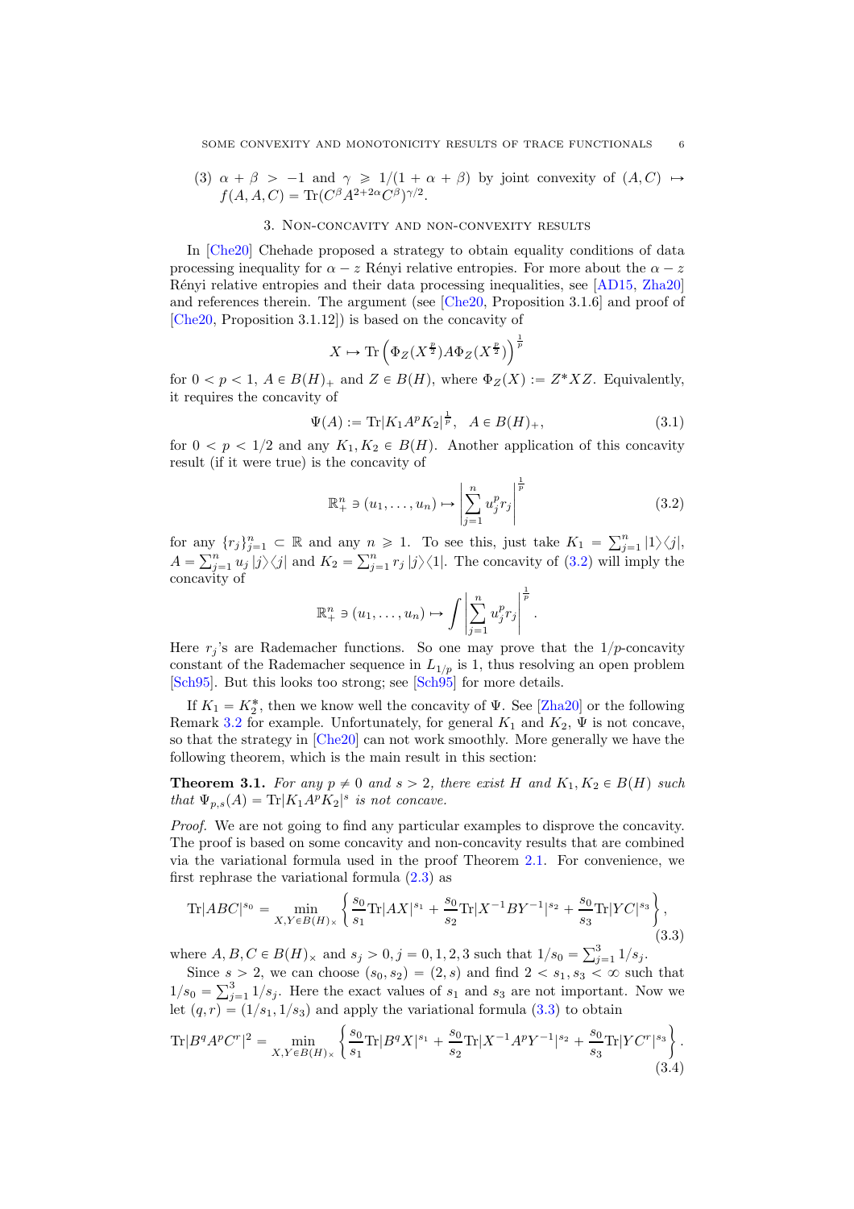(3) $\alpha + \beta > -1$ and $\gamma \geqslant 1/(1+\alpha+\beta)$ by joint convexity of $(A, C) \mapsto f(A, A, C) = \mathrm{Tr}(C^\beta A^{2+2\alpha} C^\beta)^{\gamma/2}$.

## 3. Non-concavity and non-convexity results

In [Che20] Chehade proposed a strategy to obtain equality conditions of data processing inequality for $\alpha - z$ Rényi relative entropies. For more about the $\alpha - z$ Rényi relative entropies and their data processing inequalities, see [AD15, Zha20] and references therein. The argument (see [Che20, Proposition 3.1.6] and proof of [Che20, Proposition 3.1.12]) is based on the concavity of

$$X \mapsto \mathrm{Tr}\left(\Phi_Z(X^{\frac{p}{2}}) A \Phi_Z(X^{\frac{p}{2}})\right)^{\frac{1}{p}}$$

for $0 < p < 1$, $A \in B(H)_+$ and $Z \in B(H)$, where $\Phi_Z(X) := Z^* X Z$. Equivalently, it requires the concavity of

$$\Psi(A) := \mathrm{Tr}|K_1 A^p K_2|^{\frac{1}{p}}, \quad A \in B(H)_+, \tag{3.1}$$

for $0 < p < 1/2$ and any $K_1, K_2 \in B(H)$. Another application of this concavity result (if it were true) is the concavity of

$$\mathbb{R}_+^n \ni (u_1, \dots, u_n) \mapsto \left|\sum_{j=1}^n u_j^p r_j\right|^{\frac{1}{p}} \tag{3.2}$$

for any $\{r_j\}_{j=1}^n \subset \mathbb{R}$ and any $n \geqslant 1$. To see this, just take $K_1 = \sum_{j=1}^n |1\rangle\langle j|$, $A = \sum_{j=1}^n u_j\, |j\rangle\langle j|$ and $K_2 = \sum_{j=1}^n r_j\, |j\rangle\langle 1|$. The concavity of (3.2) will imply the concavity of

$$\mathbb{R}_+^n \ni (u_1, \dots, u_n) \mapsto \int \left|\sum_{j=1}^n u_j^p r_j\right|^{\frac{1}{p}}.$$

Here $r_j$'s are Rademacher functions. So one may prove that the $1/p$-concavity constant of the Rademacher sequence in $L_{1/p}$ is 1, thus resolving an open problem [Sch95]. But this looks too strong; see [Sch95] for more details.

If $K_1 = K_2^*$, then we know well the concavity of $\Psi$. See [Zha20] or the following Remark 3.2 for example. Unfortunately, for general $K_1$ and $K_2$, $\Psi$ is not concave, so that the strategy in [Che20] can not work smoothly. More generally we have the following theorem, which is the main result in this section:

**Theorem 3.1.** *For any $p \neq 0$ and $s > 2$, there exist $H$ and $K_1, K_2 \in B(H)$ such that $\Psi_{p,s}(A) = \mathrm{Tr}|K_1 A^p K_2|^s$ is not concave.*

*Proof.* We are not going to find any particular examples to disprove the concavity. The proof is based on some concavity and non-concavity results that are combined via the variational formula used in the proof Theorem 2.1. For convenience, we first rephrase the variational formula (2.3) as

$$\mathrm{Tr}|ABC|^{s_0} = \min_{X, Y \in B(H)_\times} \left\{ \frac{s_0}{s_1} \mathrm{Tr}|AX|^{s_1} + \frac{s_0}{s_2} \mathrm{Tr}|X^{-1} B Y^{-1}|^{s_2} + \frac{s_0}{s_3} \mathrm{Tr}|YC|^{s_3} \right\}, \tag{3.3}$$

where $A, B, C \in B(H)_\times$ and $s_j > 0, j = 0, 1, 2, 3$ such that $1/s_0 = \sum_{j=1}^3 1/s_j$.

Since $s > 2$, we can choose $(s_0, s_2) = (2, s)$ and find $2 < s_1, s_3 < \infty$ such that $1/s_0 = \sum_{j=1}^3 1/s_j$. Here the exact values of $s_1$ and $s_3$ are not important. Now we let $(q, r) = (1/s_1, 1/s_3)$ and apply the variational formula (3.3) to obtain

$$\mathrm{Tr}|B^q A^p C^r|^2 = \min_{X, Y \in B(H)_\times} \left\{ \frac{s_0}{s_1} \mathrm{Tr}|B^q X|^{s_1} + \frac{s_0}{s_2} \mathrm{Tr}|X^{-1} A^p Y^{-1}|^{s_2} + \frac{s_0}{s_3} \mathrm{Tr}|Y C^r|^{s_3} \right\}. \tag{3.4}$$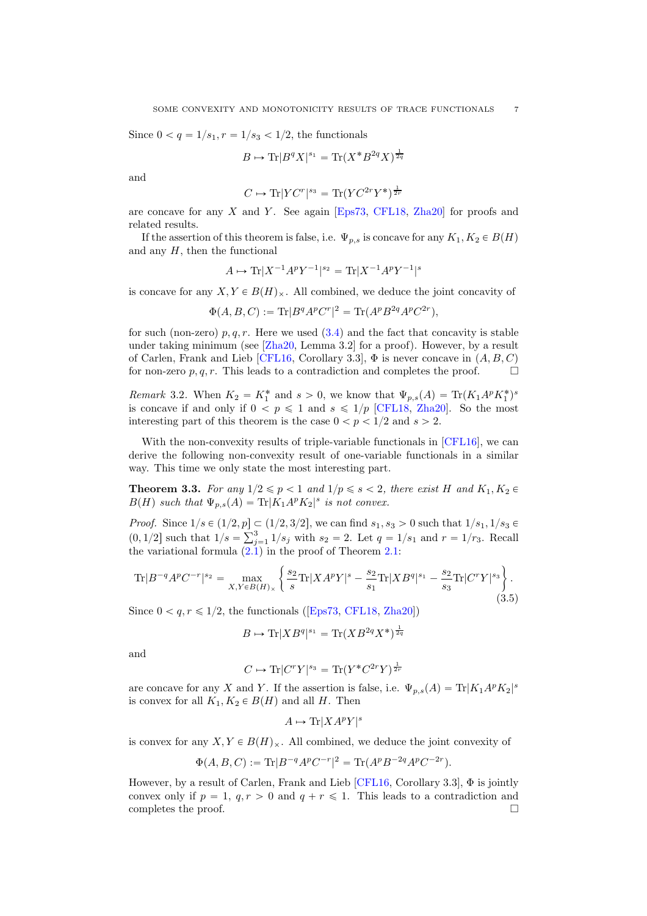Since $0 < q = 1/s_1, r = 1/s_3 < 1/2$, the functionals

$$B \mapsto \operatorname{Tr}|B^q X|^{s_1} = \operatorname{Tr}(X^* B^{2q} X)^{\frac{1}{2q}}$$

and

$$C \mapsto \operatorname{Tr}|Y C^r|^{s_3} = \operatorname{Tr}(Y C^{2r} Y^*)^{\frac{1}{2r}}$$

are concave for any $X$ and $Y$. See again [Eps73, CFL18, Zha20] for proofs and related results.

If the assertion of this theorem is false, i.e. $\Psi_{p,s}$ is concave for any $K_1, K_2 \in B(H)$ and any $H$, then the functional

$$A \mapsto \operatorname{Tr}|X^{-1} A^p Y^{-1}|^{s_2} = \operatorname{Tr}|X^{-1} A^p Y^{-1}|^{s}$$

is concave for any $X, Y \in B(H)_\times$. All combined, we deduce the joint concavity of

$$\Phi(A, B, C) := \operatorname{Tr}|B^q A^p C^r|^2 = \operatorname{Tr}(A^p B^{2q} A^p C^{2r}),$$

for such (non-zero) $p, q, r$. Here we used (3.4) and the fact that concavity is stable under taking minimum (see [Zha20, Lemma 3.2] for a proof). However, by a result of Carlen, Frank and Lieb [CFL16, Corollary 3.3], $\Phi$ is never concave in $(A, B, C)$ for non-zero $p, q, r$. This leads to a contradiction and completes the proof. $\square$

*Remark* 3.2. When $K_2 = K_1^*$ and $s > 0$, we know that $\Psi_{p,s}(A) = \operatorname{Tr}(K_1 A^p K_1^*)^s$ is concave if and only if $0 < p \leqslant 1$ and $s \leqslant 1/p$ [CFL18, Zha20]. So the most interesting part of this theorem is the case $0 < p < 1/2$ and $s > 2$.

With the non-convexity results of triple-variable functionals in [CFL16], we can derive the following non-convexity result of one-variable functionals in a similar way. This time we only state the most interesting part.

**Theorem 3.3.** *For any $1/2 \leqslant p < 1$ and $1/p \leqslant s < 2$, there exist $H$ and $K_1, K_2 \in B(H)$ such that $\Psi_{p,s}(A) = \operatorname{Tr}|K_1 A^p K_2|^s$ is not convex.*

*Proof.* Since $1/s \in (1/2, p] \subset (1/2, 3/2]$, we can find $s_1, s_3 > 0$ such that $1/s_1, 1/s_3 \in (0, 1/2]$ such that $1/s = \sum_{j=1}^3 1/s_j$ with $s_2 = 2$. Let $q = 1/s_1$ and $r = 1/r_3$. Recall the variational formula (2.1) in the proof of Theorem 2.1:

$$\operatorname{Tr}|B^{-q} A^p C^{-r}|^{s_2} = \max_{X, Y \in B(H)_\times} \left\{ \frac{s_2}{s} \operatorname{Tr}|X A^p Y|^s - \frac{s_2}{s_1} \operatorname{Tr}|X B^q|^{s_1} - \frac{s_2}{s_3} \operatorname{Tr}|C^r Y|^{s_3} \right\}. \tag{3.5}$$

Since $0 < q, r \leqslant 1/2$, the functionals ([Eps73, CFL18, Zha20])

$$B \mapsto \operatorname{Tr}|X B^q|^{s_1} = \operatorname{Tr}(X B^{2q} X^*)^{\frac{1}{2q}}$$

and

$$C \mapsto \operatorname{Tr}|C^r Y|^{s_3} = \operatorname{Tr}(Y^* C^{2r} Y)^{\frac{1}{2r}}$$

are concave for any $X$ and $Y$. If the assertion is false, i.e. $\Psi_{p,s}(A) = \operatorname{Tr}|K_1 A^p K_2|^s$ is convex for all $K_1, K_2 \in B(H)$ and all $H$. Then

$$A \mapsto \operatorname{Tr}|X A^p Y|^s$$

is convex for any $X, Y \in B(H)_\times$. All combined, we deduce the joint convexity of

$$\Phi(A, B, C) := \operatorname{Tr}|B^{-q} A^p C^{-r}|^2 = \operatorname{Tr}(A^p B^{-2q} A^p C^{-2r}).$$

However, by a result of Carlen, Frank and Lieb [CFL16, Corollary 3.3], $\Phi$ is jointly convex only if $p = 1$, $q, r > 0$ and $q + r \leqslant 1$. This leads to a contradiction and completes the proof. $\square$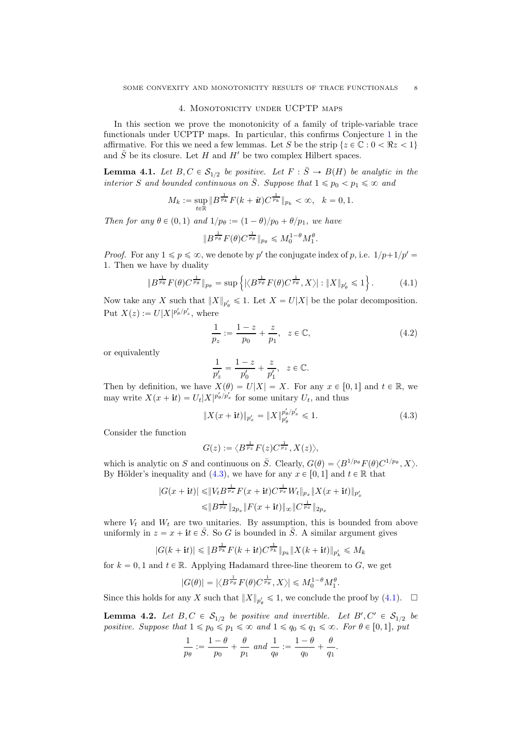## 4. Monotonicity under UCPTP maps

In this section we prove the monotonicity of a family of triple-variable trace functionals under UCPTP maps. In particular, this confirms Conjecture 1 in the affirmative. For this we need a few lemmas. Let $S$ be the strip $\{z \in \mathbb{C} : 0 < \Re z < 1\}$ and $\bar{S}$ be its closure. Let $H$ and $H'$ be two complex Hilbert spaces.

**Lemma 4.1.** *Let $B, C \in \mathcal{S}_{1/2}$ be positive. Let $F : \bar{S} \to B(H)$ be analytic in the interior $S$ and bounded continuous on $\bar{S}$. Suppose that $1 \leqslant p_0 < p_1 \leqslant \infty$ and*

$$M_k := \sup_{t \in \mathbb{R}} \|B^{\frac{1}{p_k}} F(k + \mathbf{i}t) C^{\frac{1}{p_k}}\|_{p_k} < \infty, \quad k = 0, 1.$$

*Then for any $\theta \in (0,1)$ and $1/p_\theta := (1-\theta)/p_0 + \theta/p_1$, we have*

$$\|B^{\frac{1}{p_\theta}} F(\theta) C^{\frac{1}{p_\theta}}\|_{p_\theta} \leqslant M_0^{1-\theta} M_1^{\theta}.$$

*Proof.* For any $1 \leqslant p \leqslant \infty$, we denote by $p'$ the conjugate index of $p$, i.e. $1/p + 1/p' = 1$. Then we have by duality

$$\|B^{\frac{1}{p_\theta}} F(\theta) C^{\frac{1}{p_\theta}}\|_{p_\theta} = \sup\left\{ |\langle B^{\frac{1}{p_\theta}} F(\theta) C^{\frac{1}{p_\theta}}, X\rangle| : \|X\|_{p'_\theta} \leqslant 1 \right\}. \tag{4.1}$$

Now take any $X$ such that $\|X\|_{p'_\theta} \leqslant 1$. Let $X = U|X|$ be the polar decomposition. Put $X(z) := U|X|^{p'_\theta/p'_z}$, where

$$\frac{1}{p_z} := \frac{1-z}{p_0} + \frac{z}{p_1}, \quad z \in \mathbb{C}, \tag{4.2}$$

or equivalently

$$\frac{1}{p'_z} = \frac{1-z}{p'_0} + \frac{z}{p'_1}, \quad z \in \mathbb{C}.$$

Then by definition, we have $X(\theta) = U|X| = X$. For any $x \in [0,1]$ and $t \in \mathbb{R}$, we may write $X(x + \mathbf{i}t) = U_t |X|^{p'_\theta/p'_x}$ for some unitary $U_t$, and thus

$$\|X(x + \mathbf{i}t)\|_{p'_x} = \|X\|_{p'_\theta}^{p'_\theta/p'_x} \leqslant 1. \tag{4.3}$$

Consider the function

$$G(z) := \langle B^{\frac{1}{p_z}} F(z) C^{\frac{1}{p_z}}, X(z)\rangle,$$

which is analytic on $S$ and continuous on $\bar{S}$. Clearly, $G(\theta) = \langle B^{1/p_\theta} F(\theta) C^{1/p_\theta}, X\rangle$. By Hölder's inequality and (4.3), we have for any $x \in [0,1]$ and $t \in \mathbb{R}$ that

$$\begin{aligned}
|G(x + \mathbf{i}t)| \leqslant& \|V_t B^{\frac{1}{p_x}} F(x + \mathbf{i}t) C^{\frac{1}{p_x}} W_t\|_{p_x} \|X(x + \mathbf{i}t)\|_{p'_x} \\
\leqslant& \|B^{\frac{1}{p_x}}\|_{2p_x} \|F(x + \mathbf{i}t)\|_\infty \|C^{\frac{1}{p_x}}\|_{2p_x}
\end{aligned}$$

where $V_t$ and $W_t$ are two unitaries. By assumption, this is bounded from above uniformly in $z = x + \mathbf{i}t \in \bar{S}$. So $G$ is bounded in $\bar{S}$. A similar argument gives

$$|G(k + \mathbf{i}t)| \leqslant \|B^{\frac{1}{p_k}} F(k + \mathbf{i}t) C^{\frac{1}{p_k}}\|_{p_k} \|X(k + \mathbf{i}t)\|_{p'_k} \leqslant M_k$$

for $k = 0, 1$ and $t \in \mathbb{R}$. Applying Hadamard three-line theorem to $G$, we get

$$|G(\theta)| = |\langle B^{\frac{1}{p_\theta}} F(\theta) C^{\frac{1}{p_\theta}}, X\rangle| \leqslant M_0^{1-\theta} M_1^{\theta}.$$

Since this holds for any $X$ such that $\|X\|_{p'_\theta} \leqslant 1$, we conclude the proof by (4.1). $\square$

**Lemma 4.2.** *Let $B, C \in \mathcal{S}_{1/2}$ be positive and invertible. Let $B', C' \in \mathcal{S}_{1/2}$ be positive. Suppose that $1 \leqslant p_0 \leqslant p_1 \leqslant \infty$ and $1 \leqslant q_0 \leqslant q_1 \leqslant \infty$. For $\theta \in [0,1]$, put*

$$\frac{1}{p_\theta} := \frac{1-\theta}{p_0} + \frac{\theta}{p_1} \text{ and } \frac{1}{q_\theta} := \frac{1-\theta}{q_0} + \frac{\theta}{q_1}.$$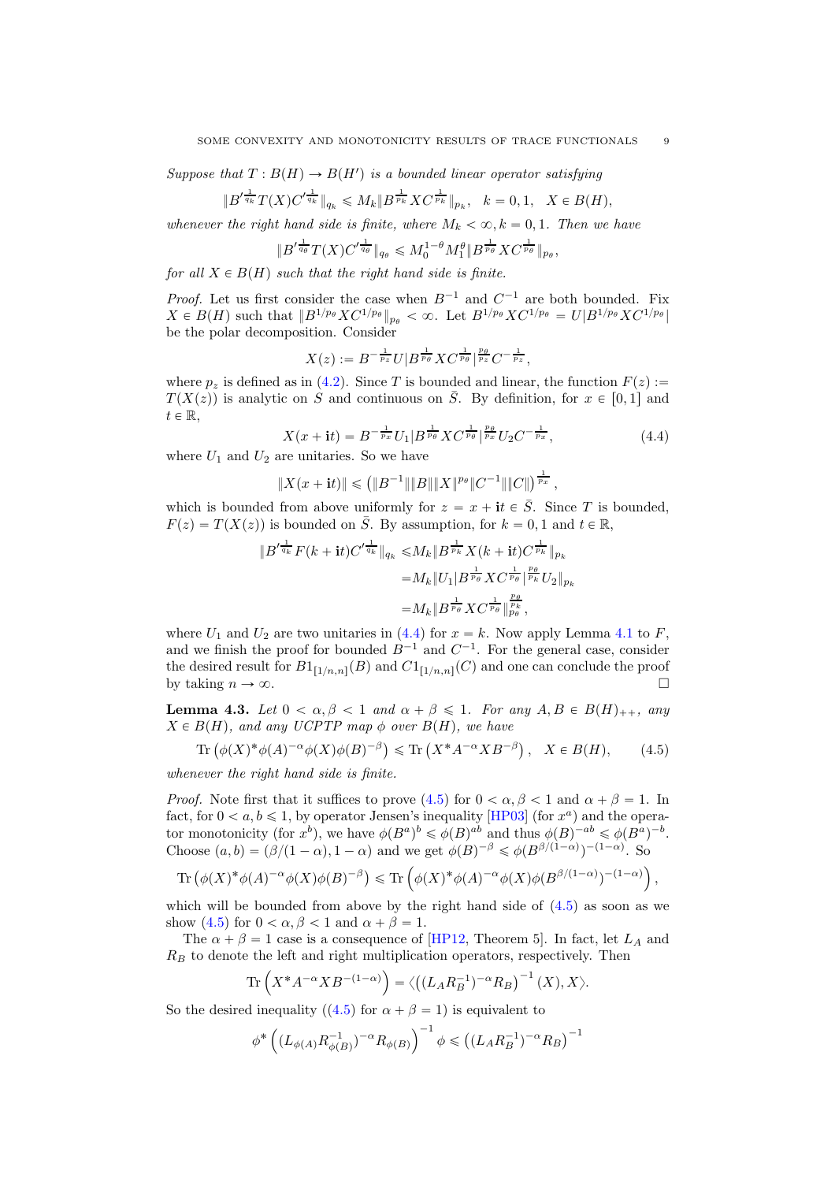*Suppose that $T : B(H) \to B(H')$ is a bounded linear operator satisfying*

$$\|B'^{\frac{1}{q_k}} T(X) C'^{\frac{1}{q_k}}\|_{q_k} \leqslant M_k \|B^{\frac{1}{p_k}} X C^{\frac{1}{p_k}}\|_{p_k}, \quad k = 0, 1, \quad X \in B(H),$$

*whenever the right hand side is finite, where $M_k < \infty, k = 0, 1$. Then we have*

$$\|B'^{\frac{1}{q_\theta}} T(X) C'^{\frac{1}{q_\theta}}\|_{q_\theta} \leqslant M_0^{1-\theta} M_1^{\theta} \|B^{\frac{1}{p_\theta}} X C^{\frac{1}{p_\theta}}\|_{p_\theta},$$

*for all $X \in B(H)$ such that the right hand side is finite.*

*Proof.* Let us first consider the case when $B^{-1}$ and $C^{-1}$ are both bounded. Fix $X \in B(H)$ such that $\|B^{1/p_\theta} X C^{1/p_\theta}\|_{p_\theta} < \infty$. Let $B^{1/p_\theta} X C^{1/p_\theta} = U |B^{1/p_\theta} X C^{1/p_\theta}|$ be the polar decomposition. Consider

$$X(z) := B^{-\frac{1}{p_z}} U |B^{\frac{1}{p_\theta}} X C^{\frac{1}{p_\theta}}|^{\frac{p_\theta}{p_z}} C^{-\frac{1}{p_z}},$$

where $p_z$ is defined as in (4.2). Since $T$ is bounded and linear, the function $F(z) := T(X(z))$ is analytic on $S$ and continuous on $\bar{S}$. By definition, for $x \in [0,1]$ and $t \in \mathbb{R}$,

$$X(x + \mathrm{i}t) = B^{-\frac{1}{p_x}} U_1 |B^{\frac{1}{p_\theta}} X C^{\frac{1}{p_\theta}}|^{\frac{p_\theta}{p_x}} U_2 C^{-\frac{1}{p_x}}, \tag{4.4}$$

where $U_1$ and $U_2$ are unitaries. So we have

$$\|X(x + \mathrm{i}t)\| \leqslant \left(\|B^{-1}\| \|B\| \|X\|^{p_\theta} \|C^{-1}\| \|C\|\right)^{\frac{1}{p_x}},$$

which is bounded from above uniformly for $z = x + \mathrm{i}t \in \bar{S}$. Since $T$ is bounded, $F(z) = T(X(z))$ is bounded on $\bar{S}$. By assumption, for $k = 0, 1$ and $t \in \mathbb{R}$,

$$\begin{aligned}
\|B'^{\frac{1}{q_k}} F(k + \mathrm{i}t) C'^{\frac{1}{q_k}}\|_{q_k} &\leqslant M_k \|B^{\frac{1}{p_k}} X(k + \mathrm{i}t) C^{\frac{1}{p_k}}\|_{p_k} \\
&= M_k \|U_1 |B^{\frac{1}{p_\theta}} X C^{\frac{1}{p_\theta}}|^{\frac{p_\theta}{p_k}} U_2\|_{p_k} \\
&= M_k \|B^{\frac{1}{p_\theta}} X C^{\frac{1}{p_\theta}}\|_{p_\theta}^{\frac{p_\theta}{p_k}},
\end{aligned}$$

where $U_1$ and $U_2$ are two unitaries in (4.4) for $x = k$. Now apply Lemma 4.1 to $F$, and we finish the proof for bounded $B^{-1}$ and $C^{-1}$. For the general case, consider the desired result for $B1_{[1/n,n]}(B)$ and $C1_{[1/n,n]}(C)$ and one can conclude the proof by taking $n \to \infty$. $\square$

**Lemma 4.3.** *Let $0 < \alpha, \beta < 1$ and $\alpha + \beta \leqslant 1$. For any $A, B \in B(H)_{++}$, any $X \in B(H)$, and any UCPTP map $\phi$ over $B(H)$, we have*

$$\operatorname{Tr}\left(\phi(X)^* \phi(A)^{-\alpha} \phi(X) \phi(B)^{-\beta}\right) \leqslant \operatorname{Tr}\left(X^* A^{-\alpha} X B^{-\beta}\right), \quad X \in B(H), \tag{4.5}$$

*whenever the right hand side is finite.*

*Proof.* Note first that it suffices to prove (4.5) for $0 < \alpha, \beta < 1$ and $\alpha + \beta = 1$. In fact, for $0 < a, b \leqslant 1$, by operator Jensen's inequality [HP03] (for $x^a$) and the operator monotonicity (for $x^b$), we have $\phi(B^a)^b \leqslant \phi(B)^{ab}$ and thus $\phi(B)^{-ab} \leqslant \phi(B^a)^{-b}$. Choose $(a, b) = (\beta/(1-\alpha), 1-\alpha)$ and we get $\phi(B)^{-\beta} \leqslant \phi(B^{\beta/(1-\alpha)})^{-(1-\alpha)}$. So

$$\operatorname{Tr}\left(\phi(X)^* \phi(A)^{-\alpha} \phi(X) \phi(B)^{-\beta}\right) \leqslant \operatorname{Tr}\left(\phi(X)^* \phi(A)^{-\alpha} \phi(X) \phi(B^{\beta/(1-\alpha)})^{-(1-\alpha)}\right),$$

which will be bounded from above by the right hand side of (4.5) as soon as we show (4.5) for $0 < \alpha, \beta < 1$ and $\alpha + \beta = 1$.

The $\alpha + \beta = 1$ case is a consequence of [HP12, Theorem 5]. In fact, let $L_A$ and $R_B$ to denote the left and right multiplication operators, respectively. Then

$$\operatorname{Tr}\left(X^* A^{-\alpha} X B^{-(1-\alpha)}\right) = \langle \left((L_A R_B^{-1})^{-\alpha} R_B\right)^{-1}(X), X \rangle.$$

So the desired inequality ((4.5) for $\alpha + \beta = 1$) is equivalent to

$$\phi^* \left((L_{\phi(A)} R_{\phi(B)}^{-1})^{-\alpha} R_{\phi(B)}\right)^{-1} \phi \leqslant \left((L_A R_B^{-1})^{-\alpha} R_B\right)^{-1}$$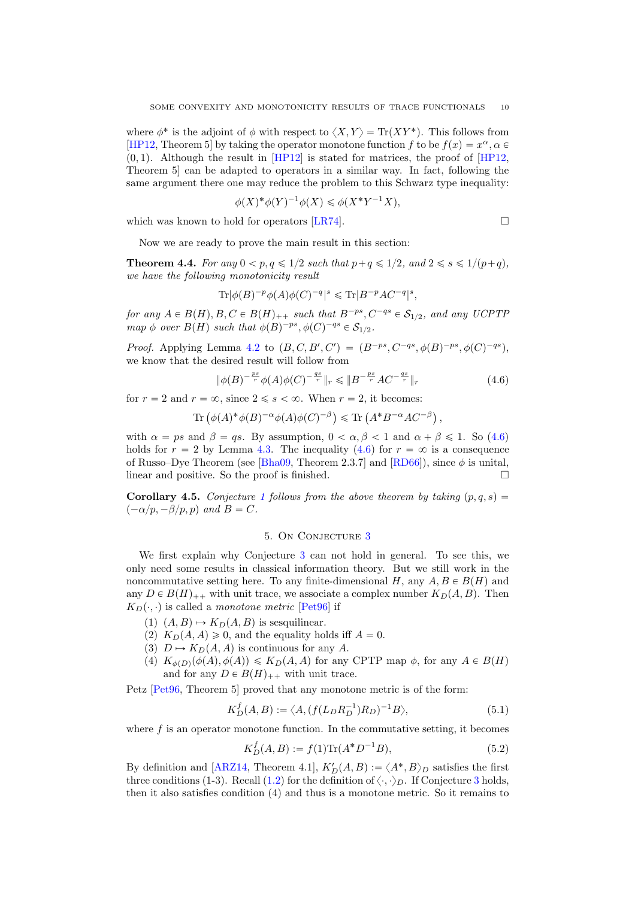where $\phi^*$ is the adjoint of $\phi$ with respect to $\langle X, Y\rangle = \mathrm{Tr}(XY^*)$. This follows from [HP12, Theorem 5] by taking the operator monotone function $f$ to be $f(x) = x^\alpha, \alpha \in (0,1)$. Although the result in [HP12] is stated for matrices, the proof of [HP12, Theorem 5] can be adapted to operators in a similar way. In fact, following the same argument there one may reduce the problem to this Schwarz type inequality:

$$\phi(X)^*\phi(Y)^{-1}\phi(X) \leqslant \phi(X^*Y^{-1}X),$$

which was known to hold for operators [LR74]. □

Now we are ready to prove the main result in this section:

**Theorem 4.4.** *For any $0 < p, q \leqslant 1/2$ such that $p+q \leqslant 1/2$, and $2 \leqslant s \leqslant 1/(p+q)$, we have the following monotonicity result*

$$\mathrm{Tr}|\phi(B)^{-p}\phi(A)\phi(C)^{-q}|^s \leqslant \mathrm{Tr}|B^{-p}AC^{-q}|^s,$$

*for any $A \in B(H), B, C \in B(H)_{++}$ such that $B^{-ps}, C^{-qs} \in \mathcal{S}_{1/2}$, and any UCPTP map $\phi$ over $B(H)$ such that $\phi(B)^{-ps}, \phi(C)^{-qs} \in \mathcal{S}_{1/2}$.*

*Proof.* Applying Lemma 4.2 to $(B, C, B', C') = (B^{-ps}, C^{-qs}, \phi(B)^{-ps}, \phi(C)^{-qs})$, we know that the desired result will follow from

$$\|\phi(B)^{-\frac{ps}{r}}\phi(A)\phi(C)^{-\frac{qs}{r}}\|_r \leqslant \|B^{-\frac{ps}{r}}AC^{-\frac{qs}{r}}\|_r \tag{4.6}$$

for $r = 2$ and $r = \infty$, since $2 \leqslant s < \infty$. When $r = 2$, it becomes:

$$\mathrm{Tr}\left(\phi(A)^*\phi(B)^{-\alpha}\phi(A)\phi(C)^{-\beta}\right) \leqslant \mathrm{Tr}\left(A^*B^{-\alpha}AC^{-\beta}\right),$$

with $\alpha = ps$ and $\beta = qs$. By assumption, $0 < \alpha, \beta < 1$ and $\alpha + \beta \leqslant 1$. So (4.6) holds for $r = 2$ by Lemma 4.3. The inequality (4.6) for $r = \infty$ is a consequence of Russo–Dye Theorem (see [Bha09, Theorem 2.3.7] and [RD66]), since $\phi$ is unital, linear and positive. So the proof is finished. □

**Corollary 4.5.** *Conjecture 1 follows from the above theorem by taking $(p, q, s) = (-\alpha/p, -\beta/p, p)$ and $B = C$.*

## 5. On Conjecture 3

We first explain why Conjecture 3 can not hold in general. To see this, we only need some results in classical information theory. But we still work in the noncommutative setting here. To any finite-dimensional $H$, any $A, B \in B(H)$ and any $D \in B(H)_{++}$ with unit trace, we associate a complex number $K_D(A, B)$. Then $K_D(\cdot, \cdot)$ is called a *monotone metric* [Pet96] if

1. $(A, B) \mapsto K_D(A, B)$ is sesquilinear.
2. $K_D(A, A) \geqslant 0$, and the equality holds iff $A = 0$.
3. $D \mapsto K_D(A, A)$ is continuous for any $A$.
4. $K_{\phi(D)}(\phi(A), \phi(A)) \leqslant K_D(A, A)$ for any CPTP map $\phi$, for any $A \in B(H)$ and for any $D \in B(H)_{++}$ with unit trace.

Petz [Pet96, Theorem 5] proved that any monotone metric is of the form:

$$K_D^f(A, B) := \langle A, (f(L_D R_D^{-1})R_D)^{-1}B\rangle, \tag{5.1}$$

where $f$ is an operator monotone function. In the commutative setting, it becomes

$$K_D^f(A, B) := f(1)\mathrm{Tr}(A^*D^{-1}B), \tag{5.2}$$

By definition and [ARZ14, Theorem 4.1], $K_D'(A, B) := \langle A^*, B\rangle_D$ satisfies the first three conditions (1-3). Recall (1.2) for the definition of $\langle\cdot,\cdot\rangle_D$. If Conjecture 3 holds, then it also satisfies condition (4) and thus is a monotone metric. So it remains to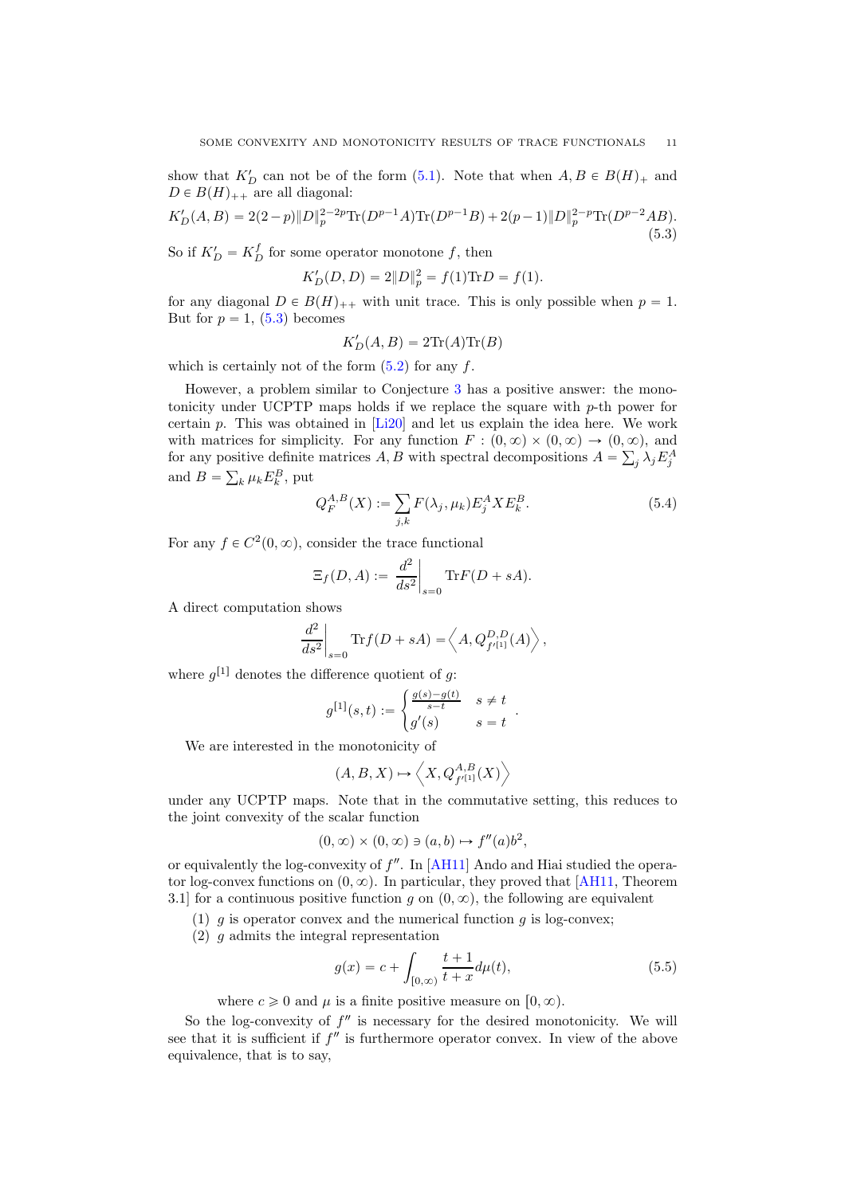show that $K'_D$ can not be of the form (5.1). Note that when $A, B \in B(H)_+$ and $D \in B(H)_{++}$ are all diagonal:

$$K'_D(A,B) = 2(2-p)\|D\|_p^{2-2p}\mathrm{Tr}(D^{p-1}A)\mathrm{Tr}(D^{p-1}B) + 2(p-1)\|D\|_p^{2-p}\mathrm{Tr}(D^{p-2}AB). \tag{5.3}$$

So if $K'_D = K^f_D$ for some operator monotone $f$, then

$$K'_D(D,D) = 2\|D\|_p^2 = f(1)\mathrm{Tr}D = f(1).$$

for any diagonal $D \in B(H)_{++}$ with unit trace. This is only possible when $p = 1$. But for $p = 1$, (5.3) becomes

$$K'_D(A,B) = 2\mathrm{Tr}(A)\mathrm{Tr}(B)$$

which is certainly not of the form (5.2) for any $f$.

However, a problem similar to Conjecture 3 has a positive answer: the monotonicity under UCPTP maps holds if we replace the square with $p$-th power for certain $p$. This was obtained in [Li20] and let us explain the idea here. We work with matrices for simplicity. For any function $F : (0,\infty) \times (0,\infty) \to (0,\infty)$, and for any positive definite matrices $A, B$ with spectral decompositions $A = \sum_j \lambda_j E^A_j$ and $B = \sum_k \mu_k E^B_k$, put

$$Q^{A,B}_F(X) := \sum_{j,k} F(\lambda_j, \mu_k) E^A_j X E^B_k. \tag{5.4}$$

For any $f \in C^2(0,\infty)$, consider the trace functional

$$\Xi_f(D,A) := \left.\frac{d^2}{ds^2}\right|_{s=0} \mathrm{Tr}F(D+sA).$$

A direct computation shows

$$\left.\frac{d^2}{ds^2}\right|_{s=0} \mathrm{Tr}f(D+sA) = \left\langle A, Q^{D,D}_{f'^{[1]}}(A)\right\rangle,$$

where $g^{[1]}$ denotes the difference quotient of $g$:

$$g^{[1]}(s,t) := \begin{cases} \frac{g(s)-g(t)}{s-t} & s \neq t \\ g'(s) & s = t \end{cases}.$$

We are interested in the monotonicity of

$$(A,B,X) \mapsto \left\langle X, Q^{A,B}_{f'^{[1]}}(X)\right\rangle$$

under any UCPTP maps. Note that in the commutative setting, this reduces to the joint convexity of the scalar function

$$(0,\infty) \times (0,\infty) \ni (a,b) \mapsto f''(a)b^2,$$

or equivalently the log-convexity of $f''$. In [AH11] Ando and Hiai studied the operator log-convex functions on $(0,\infty)$. In particular, they proved that [AH11, Theorem 3.1] for a continuous positive function $g$ on $(0,\infty)$, the following are equivalent

(1) $g$ is operator convex and the numerical function $g$ is log-convex;
(2) $g$ admits the integral representation

$$g(x) = c + \int_{[0,\infty)} \frac{t+1}{t+x} d\mu(t), \tag{5.5}$$

where $c \geqslant 0$ and $\mu$ is a finite positive measure on $[0,\infty)$.

So the log-convexity of $f''$ is necessary for the desired monotonicity. We will see that it is sufficient if $f''$ is furthermore operator convex. In view of the above equivalence, that is to say,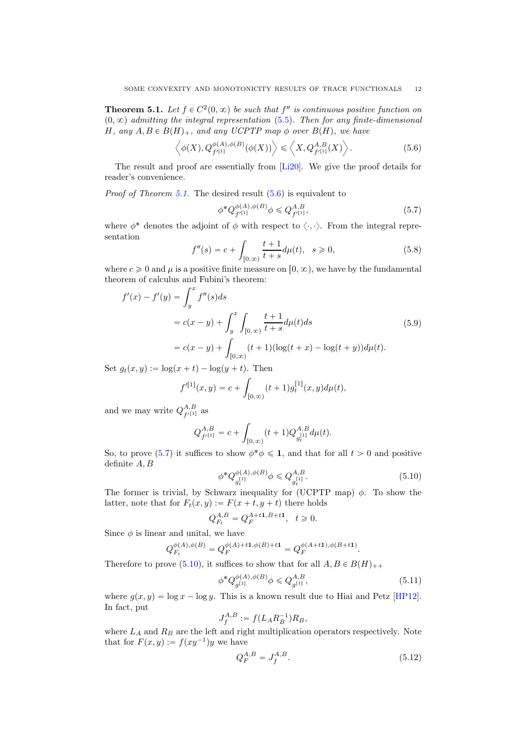**Theorem 5.1.** *Let $f \in C^2(0,\infty)$ be such that $f''$ is continuous positive function on $(0,\infty)$ admitting the integral representation (5.5). Then for any finite-dimensional $H$, any $A, B \in B(H)_+$, and any UCPTP map $\phi$ over $B(H)$, we have*

$$\left\langle \phi(X), Q^{\phi(A),\phi(B)}_{f'^{[1]}}(\phi(X)) \right\rangle \leqslant \left\langle X, Q^{A,B}_{f'^{[1]}}(X) \right\rangle. \tag{5.6}$$

The result and proof are essentially from [Li20]. We give the proof details for reader's convenience.

*Proof of Theorem 5.1.* The desired result (5.6) is equivalent to

$$\phi^* Q^{\phi(A),\phi(B)}_{f'^{[1]}} \phi \leqslant Q^{A,B}_{f'^{[1]}}, \tag{5.7}$$

where $\phi^*$ denotes the adjoint of $\phi$ with respect to $\langle \cdot, \cdot \rangle$. From the integral representation

$$f''(s) = c + \int_{[0,\infty)} \frac{t+1}{t+s} d\mu(t), \quad s \geqslant 0, \tag{5.8}$$

where $c \geqslant 0$ and $\mu$ is a positive finite measure on $[0,\infty)$, we have by the fundamental theorem of calculus and Fubini's theorem:

$$\begin{aligned} f'(x) - f'(y) &= \int_y^x f''(s) ds \\ &= c(x-y) + \int_y^x \int_{[0,\infty)} \frac{t+1}{t+s} d\mu(t) ds \\ &= c(x-y) + \int_{[0,\infty)} (t+1)(\log(t+x) - \log(t+y)) d\mu(t). \end{aligned} \tag{5.9}$$

Set $g_t(x,y) := \log(x+t) - \log(y+t)$. Then

$$f'^{[1]}(x,y) = c + \int_{[0,\infty)} (t+1) g_t^{[1]}(x,y) d\mu(t),$$

and we may write $Q^{A,B}_{f'^{[1]}}$ as

$$Q^{A,B}_{f'^{[1]}} = c + \int_{[0,\infty)} (t+1) Q^{A,B}_{g_t^{[1]}} d\mu(t).$$

So, to prove (5.7) it suffices to show $\phi^*\phi \leqslant \mathbf{1}$, and that for all $t > 0$ and positive definite $A, B$

$$\phi^* Q^{\phi(A),\phi(B)}_{g_t^{[1]}} \phi \leqslant Q^{A,B}_{g_t^{[1]}}. \tag{5.10}$$

The former is trivial, by Schwarz inequality for (UCPTP map) $\phi$. To show the latter, note that for $F_t(x,y) := F(x+t, y+t)$ there holds

$$Q^{A,B}_{F_t} = Q^{A+t\mathbf{1}, B+t\mathbf{1}}_F, \quad t \geqslant 0.$$

Since $\phi$ is linear and unital, we have

$$Q^{\phi(A),\phi(B)}_{F_t} = Q^{\phi(A)+t\mathbf{1}, \phi(B)+t\mathbf{1}}_F = Q^{\phi(A+t\mathbf{1}), \phi(B+t\mathbf{1})}_F.$$

Therefore to prove (5.10), it suffices to show that for all $A, B \in B(H)_{++}$

$$\phi^* Q^{\phi(A),\phi(B)}_{g^{[1]}} \phi \leqslant Q^{A,B}_{g^{[1]}}, \tag{5.11}$$

where $g(x,y) = \log x - \log y$. This is a known result due to Hiai and Petz [HP12]. In fact, put

$$J^{A,B}_f := f(L_A R_B^{-1}) R_B,$$

where $L_A$ and $R_B$ are the left and right multiplication operators respectively. Note that for $F(x,y) := f(xy^{-1})y$ we have

$$Q^{A,B}_F = J^{A,B}_f. \tag{5.12}$$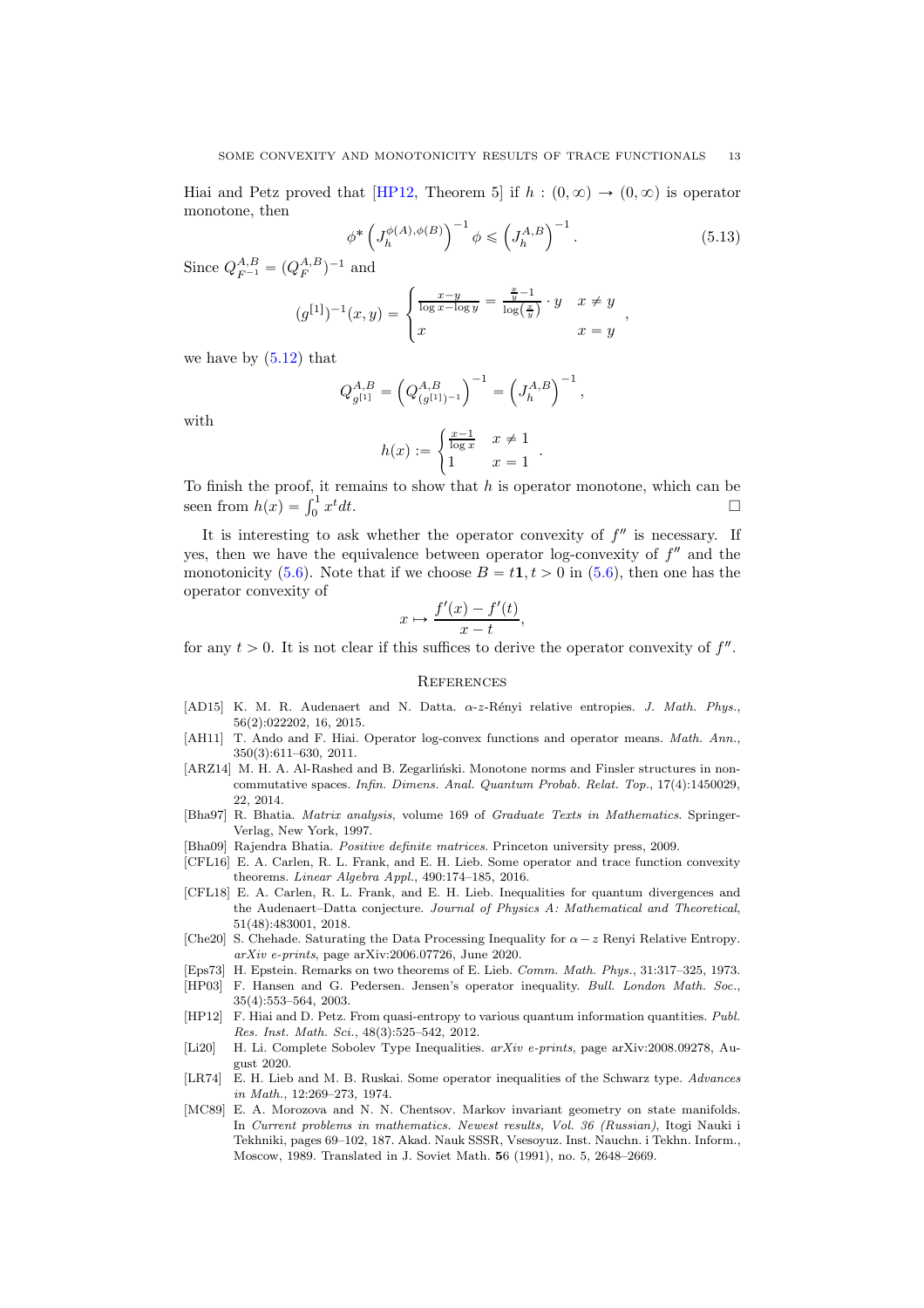Hiai and Petz proved that [HP12, Theorem 5] if $h : (0,\infty) \to (0,\infty)$ is operator monotone, then

$$\phi^* \left( J_h^{\phi(A),\phi(B)} \right)^{-1} \phi \leqslant \left( J_h^{A,B} \right)^{-1}. \tag{5.13}$$

Since $Q_{F^{-1}}^{A,B} = (Q_F^{A,B})^{-1}$ and

$$(g^{[1]})^{-1}(x,y) = \begin{cases} \frac{x-y}{\log x - \log y} = \frac{\frac{x}{y}-1}{\log\left(\frac{x}{y}\right)} \cdot y & x \neq y \\ x & x = y \end{cases},$$

we have by (5.12) that

$$Q_{g^{[1]}}^{A,B} = \left( Q_{(g^{[1]})^{-1}}^{A,B} \right)^{-1} = \left( J_h^{A,B} \right)^{-1},$$

with

$$h(x) := \begin{cases} \frac{x-1}{\log x} & x \neq 1 \\ 1 & x = 1 \end{cases}.$$

To finish the proof, it remains to show that $h$ is operator monotone, which can be seen from $h(x) = \int_0^1 x^t dt$. □

It is interesting to ask whether the operator convexity of $f''$ is necessary. If yes, then we have the equivalence between operator log-convexity of $f''$ and the monotonicity (5.6). Note that if we choose $B = t\mathbf{1}, t > 0$ in (5.6), then one has the operator convexity of

$$x \mapsto \frac{f'(x) - f'(t)}{x - t},$$

for any $t > 0$. It is not clear if this suffices to derive the operator convexity of $f''$.

## References

- [AD15] K. M. R. Audenaert and N. Datta. $\alpha$-$z$-Rényi relative entropies. *J. Math. Phys.*, 56(2):022202, 16, 2015.
- [AH11] T. Ando and F. Hiai. Operator log-convex functions and operator means. *Math. Ann.*, 350(3):611–630, 2011.
- [ARZ14] M. H. A. Al-Rashed and B. Zegarliński. Monotone norms and Finsler structures in noncommutative spaces. *Infin. Dimens. Anal. Quantum Probab. Relat. Top.*, 17(4):1450029, 22, 2014.
- [Bha97] R. Bhatia. *Matrix analysis*, volume 169 of *Graduate Texts in Mathematics*. Springer-Verlag, New York, 1997.
- [Bha09] Rajendra Bhatia. *Positive definite matrices*. Princeton university press, 2009.
- [CFL16] E. A. Carlen, R. L. Frank, and E. H. Lieb. Some operator and trace function convexity theorems. *Linear Algebra Appl.*, 490:174–185, 2016.
- [CFL18] E. A. Carlen, R. L. Frank, and E. H. Lieb. Inequalities for quantum divergences and the Audenaert–Datta conjecture. *Journal of Physics A: Mathematical and Theoretical*, 51(48):483001, 2018.
- [Che20] S. Chehade. Saturating the Data Processing Inequality for $\alpha - z$ Renyi Relative Entropy. *arXiv e-prints*, page arXiv:2006.07726, June 2020.
- [Eps73] H. Epstein. Remarks on two theorems of E. Lieb. *Comm. Math. Phys.*, 31:317–325, 1973.
- [HP03] F. Hansen and G. Pedersen. Jensen's operator inequality. *Bull. London Math. Soc.*, 35(4):553–564, 2003.
- [HP12] F. Hiai and D. Petz. From quasi-entropy to various quantum information quantities. *Publ. Res. Inst. Math. Sci.*, 48(3):525–542, 2012.
- [Li20] H. Li. Complete Sobolev Type Inequalities. *arXiv e-prints*, page arXiv:2008.09278, August 2020.
- [LR74] E. H. Lieb and M. B. Ruskai. Some operator inequalities of the Schwarz type. *Advances in Math.*, 12:269–273, 1974.
- [MC89] E. A. Morozova and N. N. Chentsov. Markov invariant geometry on state manifolds. In *Current problems in mathematics. Newest results, Vol. 36 (Russian)*, Itogi Nauki i Tekhniki, pages 69–102, 187. Akad. Nauk SSSR, Vsesoyuz. Inst. Nauchn. i Tekhn. Inform., Moscow, 1989. Translated in J. Soviet Math. **56** (1991), no. 5, 2648–2669.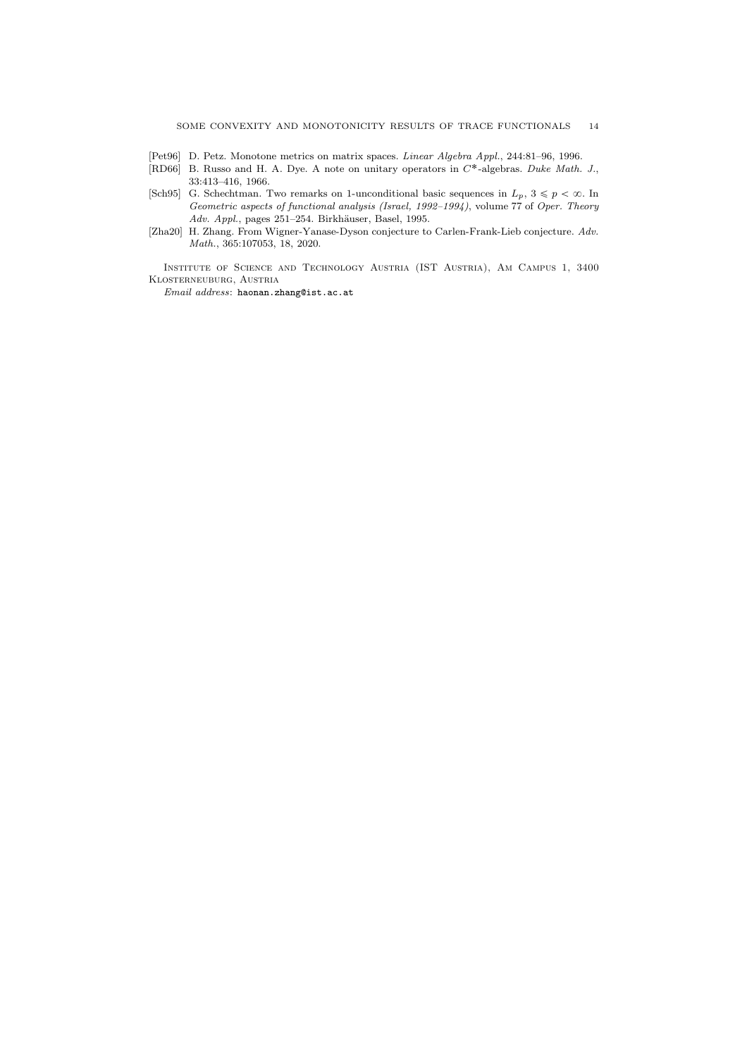[Pet96] D. Petz. Monotone metrics on matrix spaces. *Linear Algebra Appl.*, 244:81–96, 1996.

[RD66] B. Russo and H. A. Dye. A note on unitary operators in $C^*$-algebras. *Duke Math. J.*, 33:413–416, 1966.

[Sch95] G. Schechtman. Two remarks on 1-unconditional basic sequences in $L_p$, $3 \leqslant p < \infty$. In *Geometric aspects of functional analysis (Israel, 1992–1994)*, volume 77 of *Oper. Theory Adv. Appl.*, pages 251–254. Birkhäuser, Basel, 1995.

[Zha20] H. Zhang. From Wigner-Yanase-Dyson conjecture to Carlen-Frank-Lieb conjecture. *Adv. Math.*, 365:107053, 18, 2020.

Institute of Science and Technology Austria (IST Austria), Am Campus 1, 3400 Klosterneuburg, Austria

*Email address*: haonan.zhang@ist.ac.at